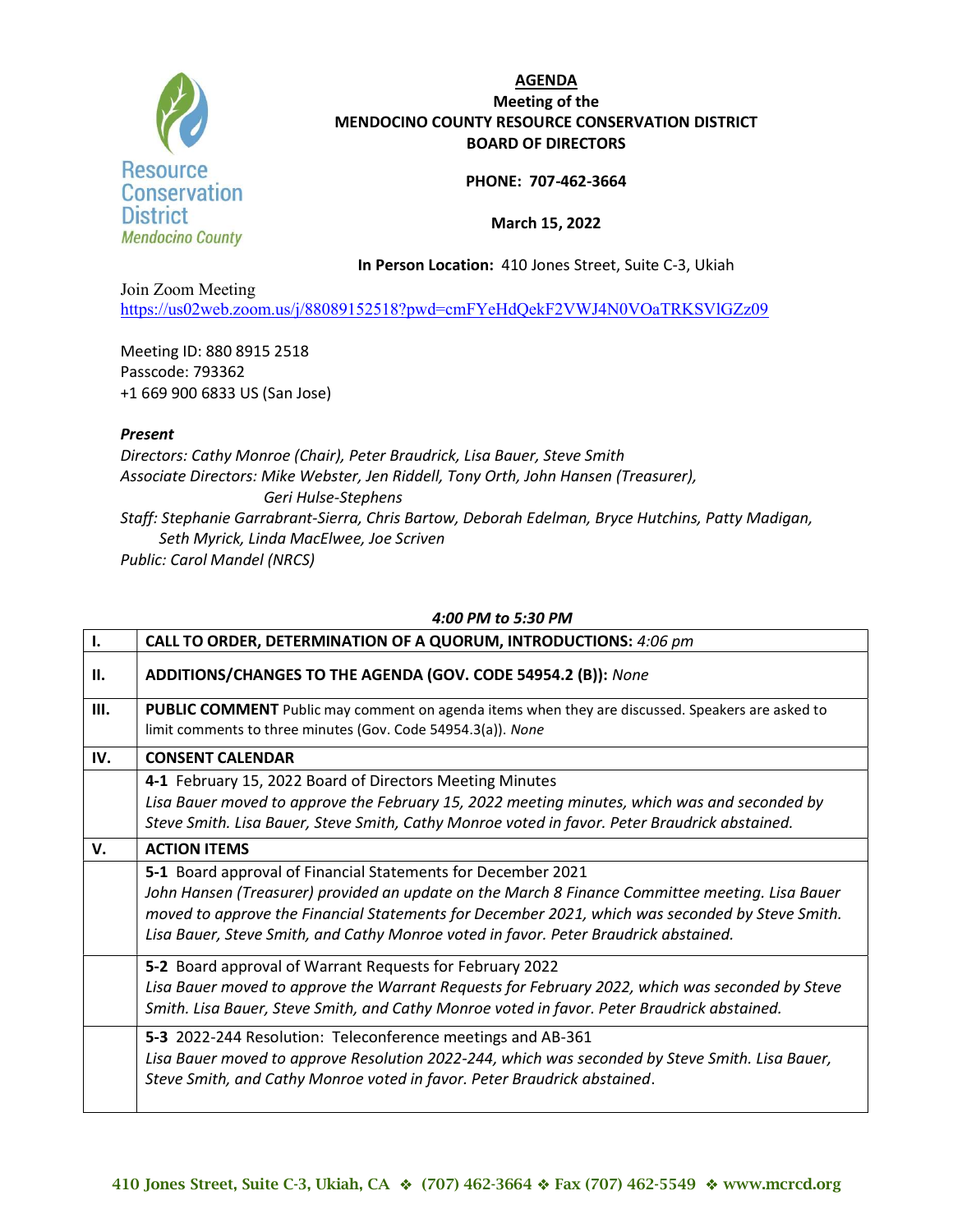# AGENDA

**Meeting of the**
**MENDOCINO COUNTY RESOURCE CONSERVATION DISTRICT**
**BOARD OF DIRECTORS**

**PHONE: 707-462-3664**

**March 15, 2022**

**In Person Location:** 410 Jones Street, Suite C-3, Ukiah

Join Zoom Meeting
https://us02web.zoom.us/j/88089152518?pwd=cmFYeHdQekF2VWJ4N0VOaTRKSVlGZz09

Meeting ID: 880 8915 2518
Passcode: 793362
+1 669 900 6833 US (San Jose)

***Present***

*Directors: Cathy Monroe (Chair), Peter Braudrick, Lisa Bauer, Steve Smith*
*Associate Directors: Mike Webster, Jen Riddell, Tony Orth, John Hansen (Treasurer), Geri Hulse-Stephens*
*Staff: Stephanie Garrabrant-Sierra, Chris Bartow, Deborah Edelman, Bryce Hutchins, Patty Madigan, Seth Myrick, Linda MacElwee, Joe Scriven*
*Public: Carol Mandel (NRCS)*

***4:00 PM to 5:30 PM***

| | |
|---|---|
| **I.** | **CALL TO ORDER, DETERMINATION OF A QUORUM, INTRODUCTIONS:** *4:06 pm* |
| **II.** | **ADDITIONS/CHANGES TO THE AGENDA (GOV. CODE 54954.2 (B)):** *None* |
| **III.** | **PUBLIC COMMENT** Public may comment on agenda items when they are discussed. Speakers are asked to limit comments to three minutes (Gov. Code 54954.3(a)). *None* |
| **IV.** | **CONSENT CALENDAR** |
| | **4-1** February 15, 2022 Board of Directors Meeting Minutes<br>*Lisa Bauer moved to approve the February 15, 2022 meeting minutes, which was and seconded by Steve Smith. Lisa Bauer, Steve Smith, Cathy Monroe voted in favor. Peter Braudrick abstained.* |
| **V.** | **ACTION ITEMS** |
| | **5-1** Board approval of Financial Statements for December 2021<br>*John Hansen (Treasurer) provided an update on the March 8 Finance Committee meeting. Lisa Bauer moved to approve the Financial Statements for December 2021, which was seconded by Steve Smith. Lisa Bauer, Steve Smith, and Cathy Monroe voted in favor. Peter Braudrick abstained.* |
| | **5-2** Board approval of Warrant Requests for February 2022<br>*Lisa Bauer moved to approve the Warrant Requests for February 2022, which was seconded by Steve Smith. Lisa Bauer, Steve Smith, and Cathy Monroe voted in favor. Peter Braudrick abstained.* |
| | **5-3** 2022-244 Resolution: Teleconference meetings and AB-361<br>*Lisa Bauer moved to approve Resolution 2022-244, which was seconded by Steve Smith. Lisa Bauer, Steve Smith, and Cathy Monroe voted in favor. Peter Braudrick abstained.* |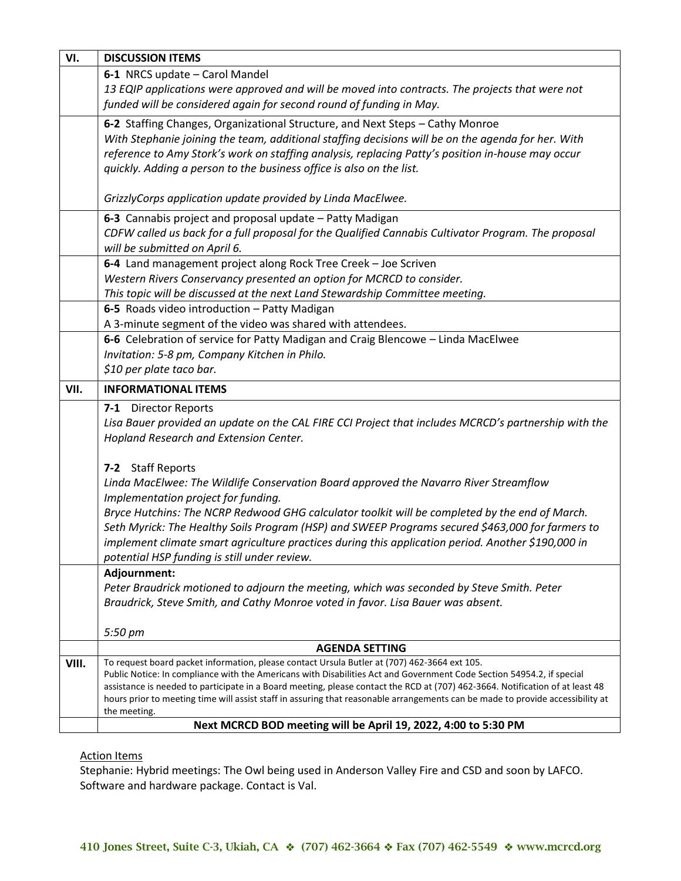| | |
|---|---|
| **VI.** | **DISCUSSION ITEMS** |
| | **6-1** NRCS update – Carol Mandel<br>*13 EQIP applications were approved and will be moved into contracts. The projects that were not funded will be considered again for second round of funding in May.* |
| | **6-2** Staffing Changes, Organizational Structure, and Next Steps – Cathy Monroe<br>*With Stephanie joining the team, additional staffing decisions will be on the agenda for her. With reference to Amy Stork's work on staffing analysis, replacing Patty's position in-house may occur quickly. Adding a person to the business office is also on the list.*<br><br>*GrizzlyCorps application update provided by Linda MacElwee.* |
| | **6-3** Cannabis project and proposal update – Patty Madigan<br>*CDFW called us back for a full proposal for the Qualified Cannabis Cultivator Program. The proposal will be submitted on April 6.* |
| | **6-4** Land management project along Rock Tree Creek – Joe Scriven<br>*Western Rivers Conservancy presented an option for MCRCD to consider.*<br>*This topic will be discussed at the next Land Stewardship Committee meeting.* |
| | **6-5** Roads video introduction – Patty Madigan<br>A 3-minute segment of the video was shared with attendees. |
| | **6-6** Celebration of service for Patty Madigan and Craig Blencowe – Linda MacElwee<br>*Invitation: 5-8 pm, Company Kitchen in Philo.*<br>*$10 per plate taco bar.* |
| **VII.** | **INFORMATIONAL ITEMS** |
| | **7-1** Director Reports<br>*Lisa Bauer provided an update on the CAL FIRE CCI Project that includes MCRCD's partnership with the Hopland Research and Extension Center.*<br><br>**7-2** Staff Reports<br>*Linda MacElwee: The Wildlife Conservation Board approved the Navarro River Streamflow Implementation project for funding.*<br>*Bryce Hutchins: The NCRP Redwood GHG calculator toolkit will be completed by the end of March.*<br>*Seth Myrick: The Healthy Soils Program (HSP) and SWEEP Programs secured $463,000 for farmers to implement climate smart agriculture practices during this application period. Another $190,000 in potential HSP funding is still under review.* |
| | **Adjournment:**<br>*Peter Braudrick motioned to adjourn the meeting, which was seconded by Steve Smith. Peter Braudrick, Steve Smith, and Cathy Monroe voted in favor. Lisa Bauer was absent.*<br><br>*5:50 pm* |
| | **AGENDA SETTING** |
| **VIII.** | To request board packet information, please contact Ursula Butler at (707) 462-3664 ext 105.<br>Public Notice: In compliance with the Americans with Disabilities Act and Government Code Section 54954.2, if special assistance is needed to participate in a Board meeting, please contact the RCD at (707) 462-3664. Notification of at least 48 hours prior to meeting time will assist staff in assuring that reasonable arrangements can be made to provide accessibility at the meeting. |
| | **Next MCRCD BOD meeting will be April 19, 2022, 4:00 to 5:30 PM** |

Action Items

Stephanie: Hybrid meetings: The Owl being used in Anderson Valley Fire and CSD and soon by LAFCO. Software and hardware package. Contact is Val.